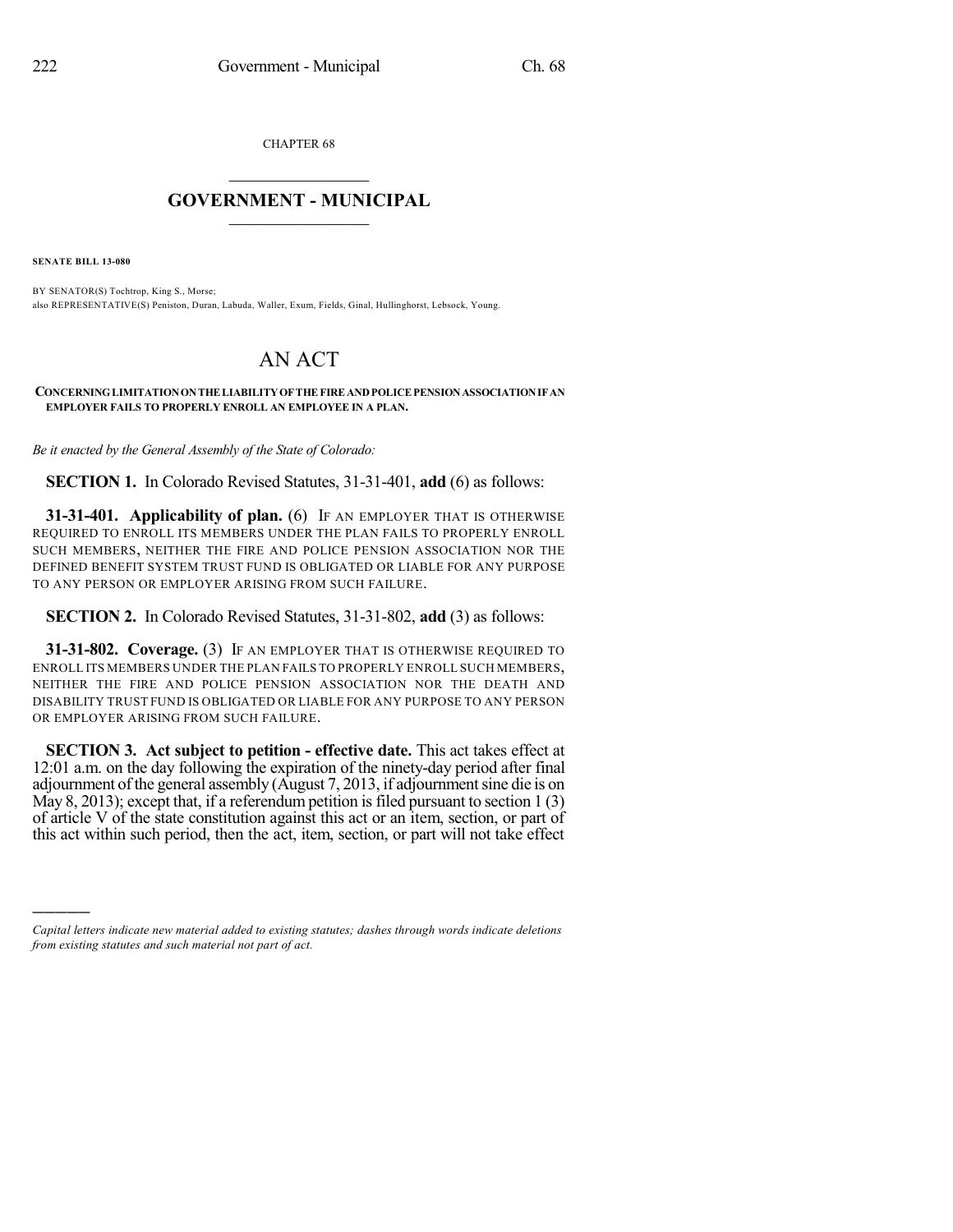CHAPTER 68

# GOVERNMENT - MUNICIPAL

**SENATE BILL 13-080**

BY SENATOR(S) Tochtrop, King S., Morse;
also REPRESENTATIVE(S) Peniston, Duran, Labuda, Waller, Exum, Fields, Ginal, Hullinghorst, Lebsock, Young.

# AN ACT

**CONCERNING LIMITATION ON THE LIABILITY OF THE FIRE AND POLICE PENSION ASSOCIATION IF AN EMPLOYER FAILS TO PROPERLY ENROLL AN EMPLOYEE IN A PLAN.**

*Be it enacted by the General Assembly of the State of Colorado:*

**SECTION 1.** In Colorado Revised Statutes, 31-31-401, **add** (6) as follows:

**31-31-401. Applicability of plan.** (6) IF AN EMPLOYER THAT IS OTHERWISE REQUIRED TO ENROLL ITS MEMBERS UNDER THE PLAN FAILS TO PROPERLY ENROLL SUCH MEMBERS, NEITHER THE FIRE AND POLICE PENSION ASSOCIATION NOR THE DEFINED BENEFIT SYSTEM TRUST FUND IS OBLIGATED OR LIABLE FOR ANY PURPOSE TO ANY PERSON OR EMPLOYER ARISING FROM SUCH FAILURE.

**SECTION 2.** In Colorado Revised Statutes, 31-31-802, **add** (3) as follows:

**31-31-802. Coverage.** (3) IF AN EMPLOYER THAT IS OTHERWISE REQUIRED TO ENROLL ITS MEMBERS UNDER THE PLAN FAILS TO PROPERLY ENROLL SUCH MEMBERS, NEITHER THE FIRE AND POLICE PENSION ASSOCIATION NOR THE DEATH AND DISABILITY TRUST FUND IS OBLIGATED OR LIABLE FOR ANY PURPOSE TO ANY PERSON OR EMPLOYER ARISING FROM SUCH FAILURE.

**SECTION 3. Act subject to petition - effective date.** This act takes effect at 12:01 a.m. on the day following the expiration of the ninety-day period after final adjournment of the general assembly (August 7, 2013, if adjournment sine die is on May 8, 2013); except that, if a referendum petition is filed pursuant to section 1 (3) of article V of the state constitution against this act or an item, section, or part of this act within such period, then the act, item, section, or part will not take effect

---

*Capital letters indicate new material added to existing statutes; dashes through words indicate deletions from existing statutes and such material not part of act.*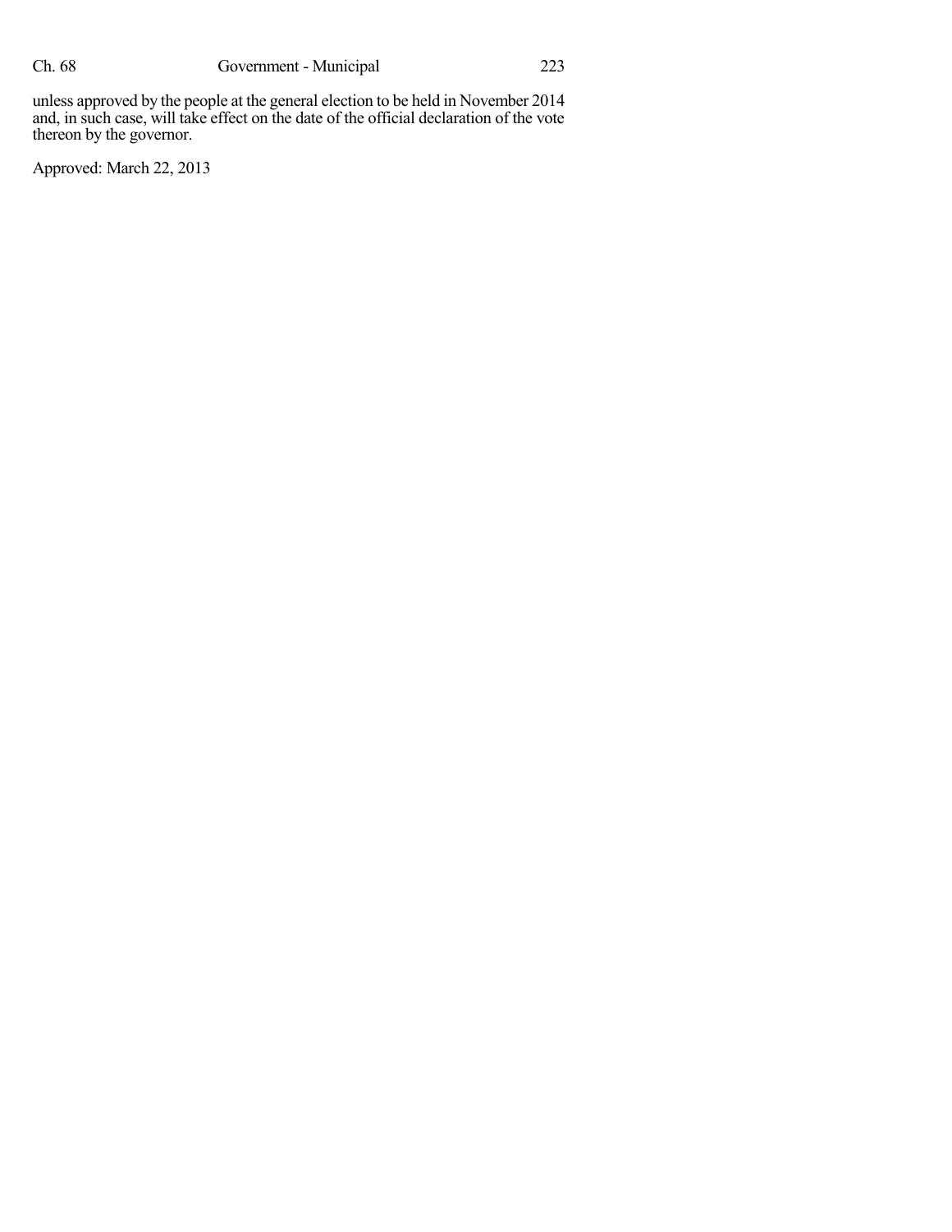unless approved by the people at the general election to be held in November 2014 and, in such case, will take effect on the date of the official declaration of the vote thereon by the governor.

Approved: March 22, 2013